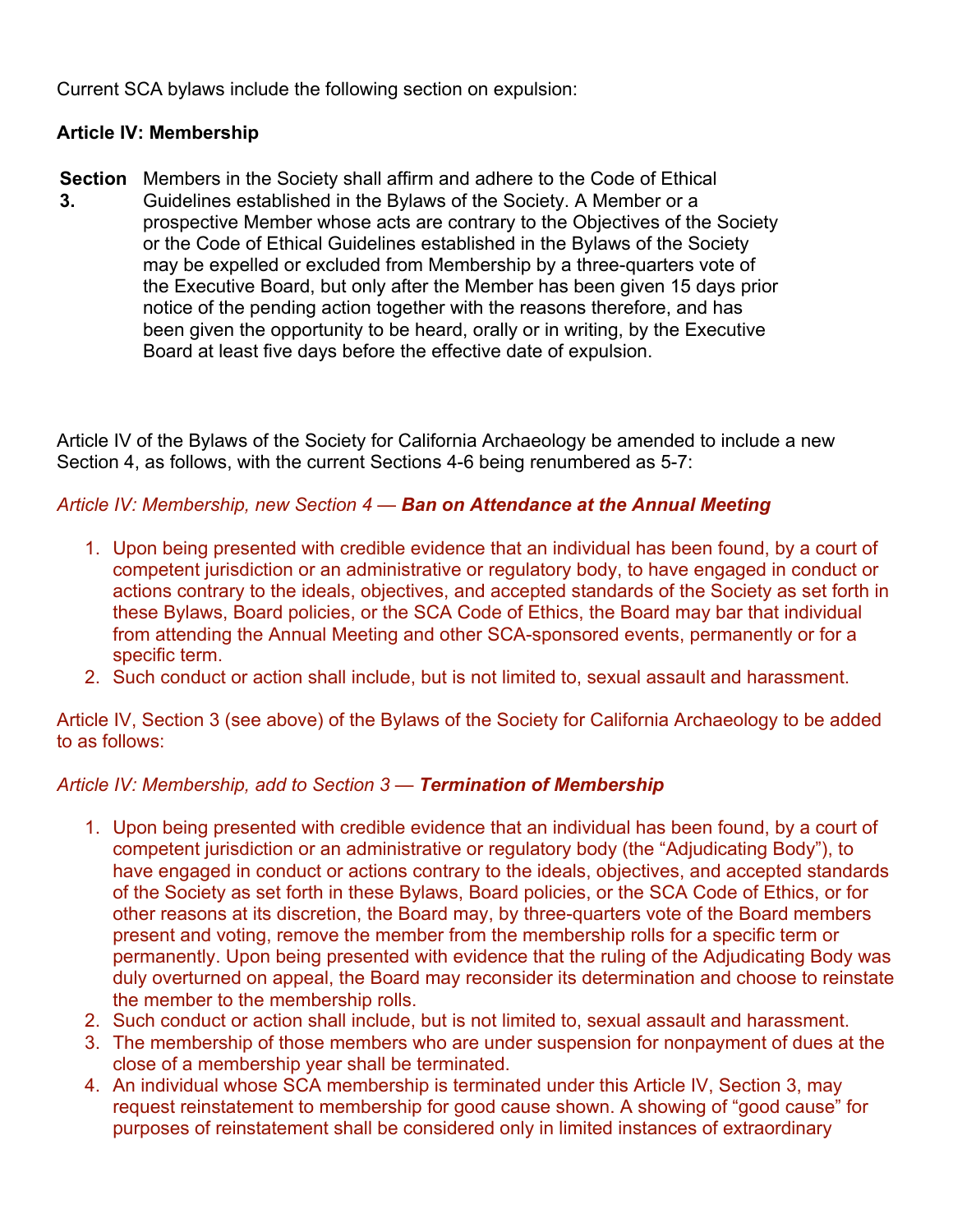Current SCA bylaws include the following section on expulsion:

**Article IV: Membership**

**Section 3.** Members in the Society shall affirm and adhere to the Code of Ethical Guidelines established in the Bylaws of the Society. A Member or a prospective Member whose acts are contrary to the Objectives of the Society or the Code of Ethical Guidelines established in the Bylaws of the Society may be expelled or excluded from Membership by a three-quarters vote of the Executive Board, but only after the Member has been given 15 days prior notice of the pending action together with the reasons therefore, and has been given the opportunity to be heard, orally or in writing, by the Executive Board at least five days before the effective date of expulsion.

Article IV of the Bylaws of the Society for California Archaeology be amended to include a new Section 4, as follows, with the current Sections 4-6 being renumbered as 5-7:

*Article IV: Membership, new Section 4 —* ***Ban on Attendance at the Annual Meeting***

1. Upon being presented with credible evidence that an individual has been found, by a court of competent jurisdiction or an administrative or regulatory body, to have engaged in conduct or actions contrary to the ideals, objectives, and accepted standards of the Society as set forth in these Bylaws, Board policies, or the SCA Code of Ethics, the Board may bar that individual from attending the Annual Meeting and other SCA-sponsored events, permanently or for a specific term.
2. Such conduct or action shall include, but is not limited to, sexual assault and harassment.

Article IV, Section 3 (see above) of the Bylaws of the Society for California Archaeology to be added to as follows:

*Article IV: Membership, add to Section 3 —* ***Termination of Membership***

1. Upon being presented with credible evidence that an individual has been found, by a court of competent jurisdiction or an administrative or regulatory body (the "Adjudicating Body"), to have engaged in conduct or actions contrary to the ideals, objectives, and accepted standards of the Society as set forth in these Bylaws, Board policies, or the SCA Code of Ethics, or for other reasons at its discretion, the Board may, by three-quarters vote of the Board members present and voting, remove the member from the membership rolls for a specific term or permanently. Upon being presented with evidence that the ruling of the Adjudicating Body was duly overturned on appeal, the Board may reconsider its determination and choose to reinstate the member to the membership rolls.
2. Such conduct or action shall include, but is not limited to, sexual assault and harassment.
3. The membership of those members who are under suspension for nonpayment of dues at the close of a membership year shall be terminated.
4. An individual whose SCA membership is terminated under this Article IV, Section 3, may request reinstatement to membership for good cause shown. A showing of "good cause" for purposes of reinstatement shall be considered only in limited instances of extraordinary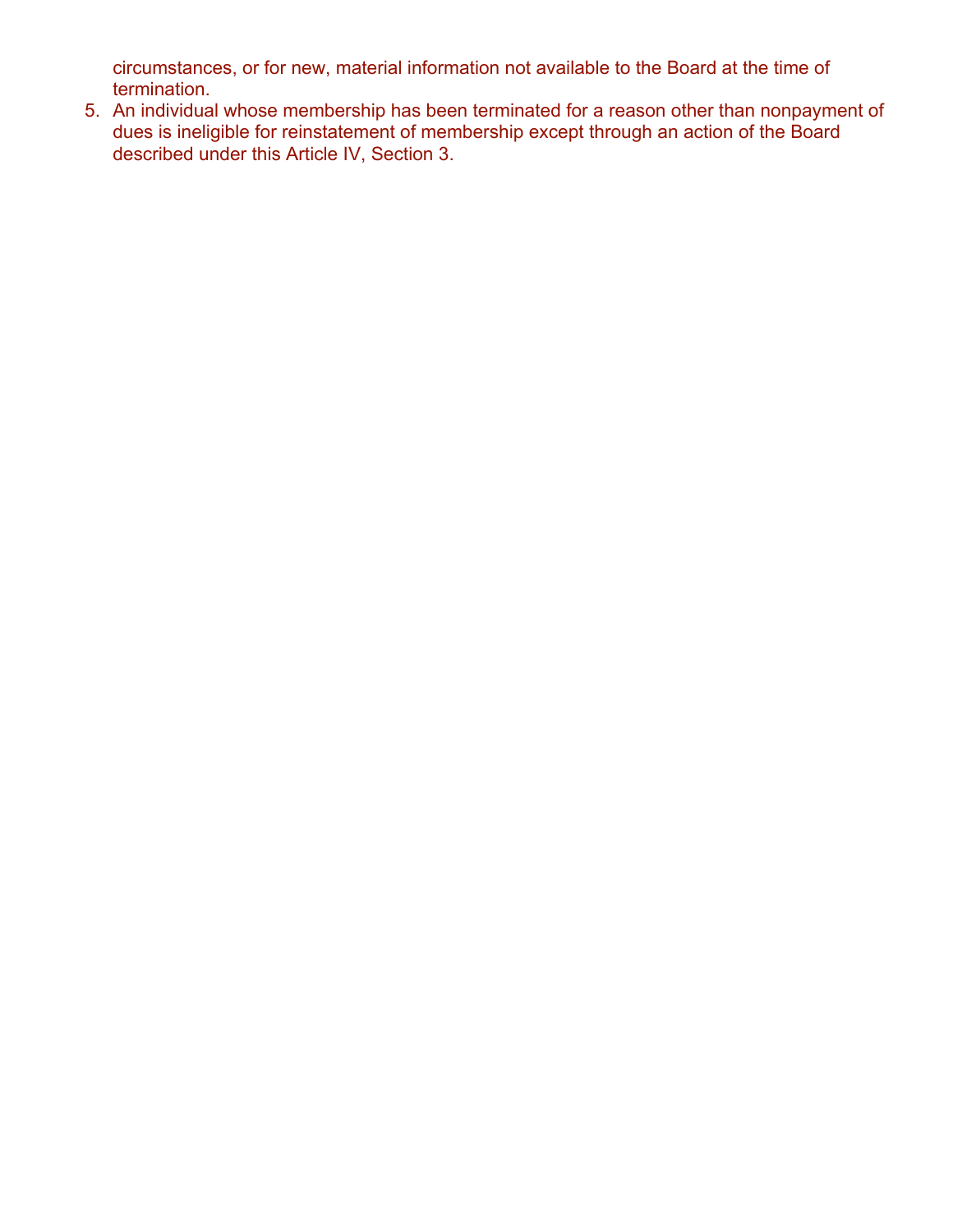circumstances, or for new, material information not available to the Board at the time of termination.

5. An individual whose membership has been terminated for a reason other than nonpayment of dues is ineligible for reinstatement of membership except through an action of the Board described under this Article IV, Section 3.